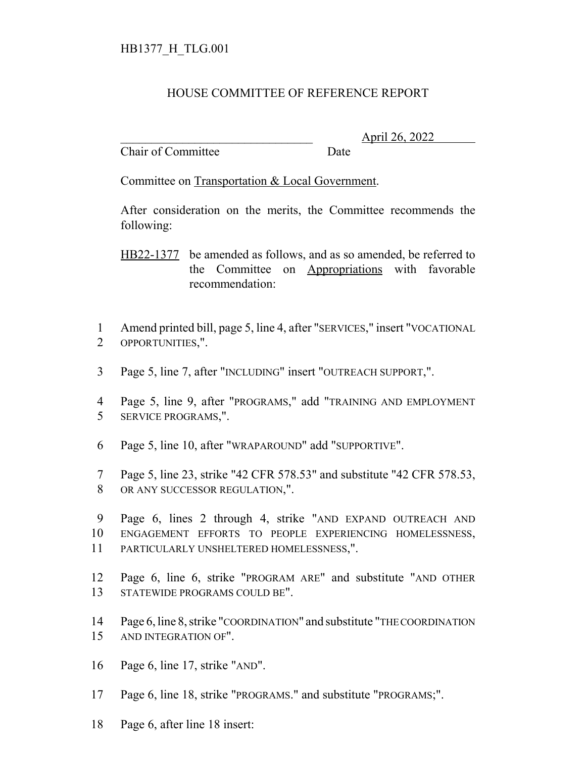HB1377_H_TLG.001

# HOUSE COMMITTEE OF REFERENCE REPORT

________________________________ April 26, 2022
Chair of Committee Date

Committee on Transportation & Local Government.

After consideration on the merits, the Committee recommends the following:

HB22-1377 be amended as follows, and as so amended, be referred to the Committee on Appropriations with favorable recommendation:

1 Amend printed bill, page 5, line 4, after "SERVICES," insert "VOCATIONAL
2 OPPORTUNITIES,".

3 Page 5, line 7, after "INCLUDING" insert "OUTREACH SUPPORT,".

4 Page 5, line 9, after "PROGRAMS," add "TRAINING AND EMPLOYMENT
5 SERVICE PROGRAMS,".

6 Page 5, line 10, after "WRAPAROUND" add "SUPPORTIVE".

7 Page 5, line 23, strike "42 CFR 578.53" and substitute "42 CFR 578.53,
8 OR ANY SUCCESSOR REGULATION,".

9 Page 6, lines 2 through 4, strike "AND EXPAND OUTREACH AND
10 ENGAGEMENT EFFORTS TO PEOPLE EXPERIENCING HOMELESSNESS,
11 PARTICULARLY UNSHELTERED HOMELESSNESS,".

12 Page 6, line 6, strike "PROGRAM ARE" and substitute "AND OTHER
13 STATEWIDE PROGRAMS COULD BE".

14 Page 6, line 8, strike "COORDINATION" and substitute "THE COORDINATION
15 AND INTEGRATION OF".

16 Page 6, line 17, strike "AND".

17 Page 6, line 18, strike "PROGRAMS." and substitute "PROGRAMS;".

18 Page 6, after line 18 insert: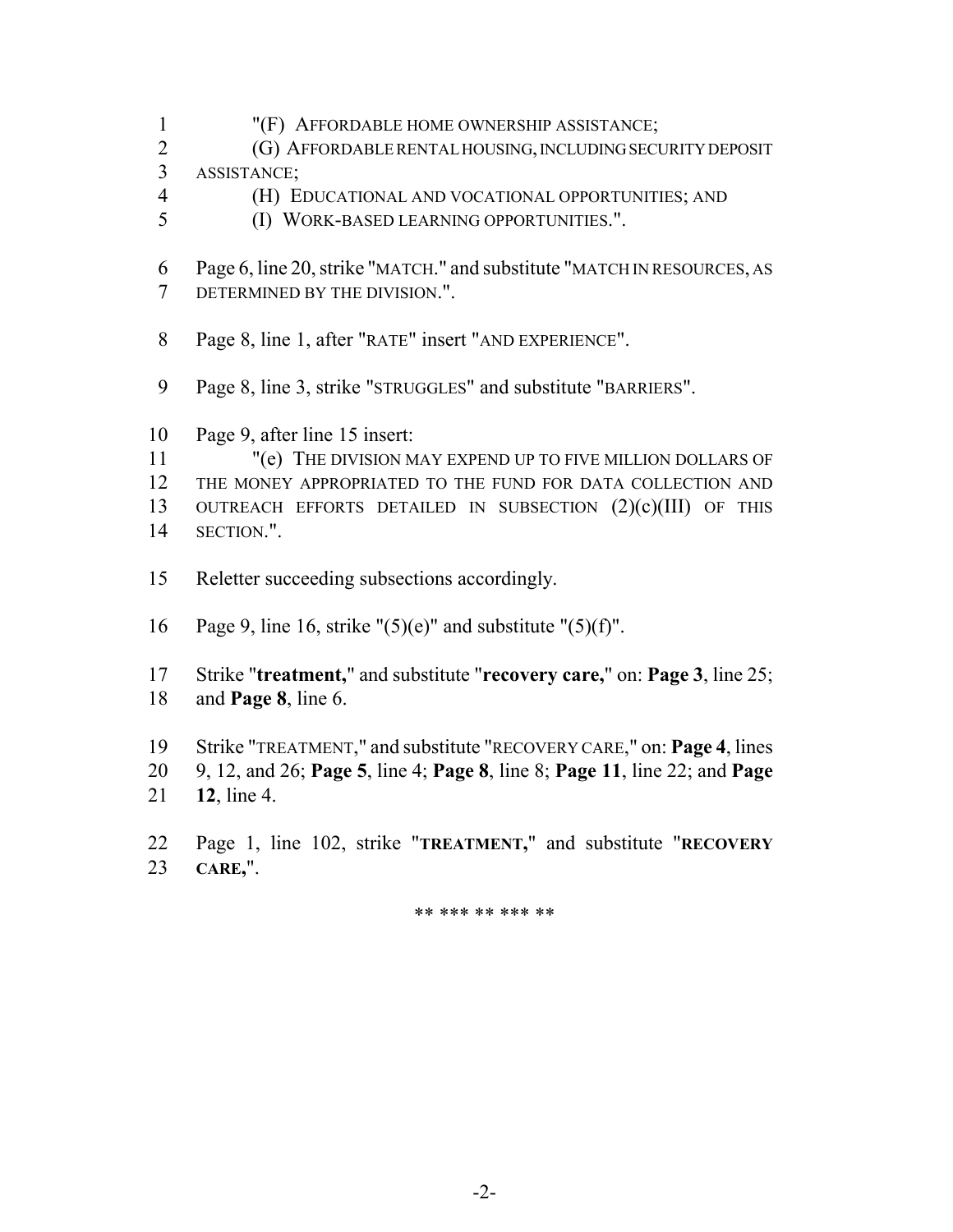"(F) AFFORDABLE HOME OWNERSHIP ASSISTANCE;

(G) AFFORDABLE RENTAL HOUSING, INCLUDING SECURITY DEPOSIT ASSISTANCE;

(H) EDUCATIONAL AND VOCATIONAL OPPORTUNITIES; AND

(I) WORK-BASED LEARNING OPPORTUNITIES.".

Page 6, line 20, strike "MATCH." and substitute "MATCH IN RESOURCES, AS DETERMINED BY THE DIVISION.".

Page 8, line 1, after "RATE" insert "AND EXPERIENCE".

Page 8, line 3, strike "STRUGGLES" and substitute "BARRIERS".

Page 9, after line 15 insert:

"(e) THE DIVISION MAY EXPEND UP TO FIVE MILLION DOLLARS OF THE MONEY APPROPRIATED TO THE FUND FOR DATA COLLECTION AND OUTREACH EFFORTS DETAILED IN SUBSECTION (2)(c)(III) OF THIS SECTION.".

Reletter succeeding subsections accordingly.

Page 9, line 16, strike "(5)(e)" and substitute "(5)(f)".

Strike "**treatment,**" and substitute "**recovery care,**" on: **Page 3**, line 25; and **Page 8**, line 6.

Strike "TREATMENT," and substitute "RECOVERY CARE," on: **Page 4**, lines 9, 12, and 26; **Page 5**, line 4; **Page 8**, line 8; **Page 11**, line 22; and **Page 12**, line 4.

Page 1, line 102, strike "**TREATMENT,**" and substitute "**RECOVERY CARE,**".

** *** ** *** **